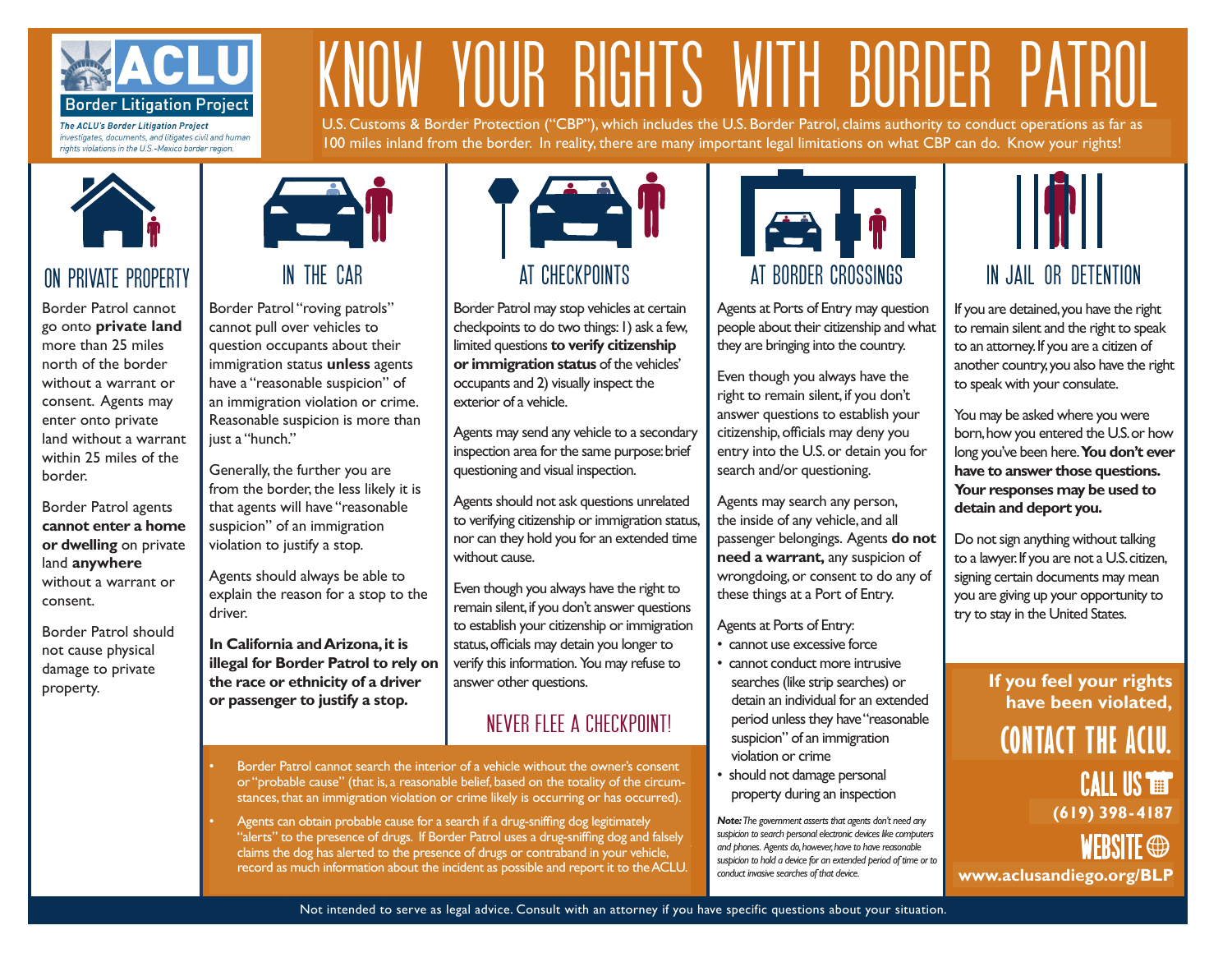ACLU Border Litigation Project

*The ACLU's Border Litigation Project investigates, documents, and litigates civil and human rights violations in the U.S.-Mexico border region.*

# KNOW YOUR RIGHTS WITH BORDER PATROL

U.S. Customs & Border Protection ("CBP"), which includes the U.S. Border Patrol, claims authority to conduct operations as far as 100 miles inland from the border. In reality, there are many important legal limitations on what CBP can do. Know your rights!

## ON PRIVATE PROPERTY

Border Patrol cannot go onto **private land** more than 25 miles north of the border without a warrant or consent. Agents may enter onto private land without a warrant within 25 miles of the border.

Border Patrol agents **cannot enter a home or dwelling** on private land **anywhere** without a warrant or consent.

Border Patrol should not cause physical damage to private property.

## IN THE CAR

Border Patrol "roving patrols" cannot pull over vehicles to question occupants about their immigration status **unless** agents have a "reasonable suspicion" of an immigration violation or crime. Reasonable suspicion is more than just a "hunch."

Generally, the further you are from the border, the less likely it is that agents will have "reasonable suspicion" of an immigration violation to justify a stop.

Agents should always be able to explain the reason for a stop to the driver.

**In California and Arizona, it is illegal for Border Patrol to rely on the race or ethnicity of a driver or passenger to justify a stop.**

## AT CHECKPOINTS

Border Patrol may stop vehicles at certain checkpoints to do two things: 1) ask a few, limited questions **to verify citizenship or immigration status** of the vehicles' occupants and 2) visually inspect the exterior of a vehicle.

Agents may send any vehicle to a secondary inspection area for the same purpose: brief questioning and visual inspection.

Agents should not ask questions unrelated to verifying citizenship or immigration status, nor can they hold you for an extended time without cause.

Even though you always have the right to remain silent, if you don't answer questions to establish your citizenship or immigration status, officials may detain you longer to verify this information. You may refuse to answer other questions.

### NEVER FLEE A CHECKPOINT!

- Border Patrol cannot search the interior of a vehicle without the owner's consent or "probable cause" (that is, a reasonable belief, based on the totality of the circumstances, that an immigration violation or crime likely is occurring or has occurred).
- Agents can obtain probable cause for a search if a drug-sniffing dog legitimately "alerts" to the presence of drugs. If Border Patrol uses a drug-sniffing dog and falsely claims the dog has alerted to the presence of drugs or contraband in your vehicle, record as much information about the incident as possible and report it to the ACLU.

## AT BORDER CROSSINGS

Agents at Ports of Entry may question people about their citizenship and what they are bringing into the country.

Even though you always have the right to remain silent, if you don't answer questions to establish your citizenship, officials may deny you entry into the U.S. or detain you for search and/or questioning.

Agents may search any person, the inside of any vehicle, and all passenger belongings. Agents **do not need a warrant,** any suspicion of wrongdoing, or consent to do any of these things at a Port of Entry.

Agents at Ports of Entry:

- cannot use excessive force
- cannot conduct more intrusive searches (like strip searches) or detain an individual for an extended period unless they have "reasonable suspicion" of an immigration violation or crime
- should not damage personal property during an inspection

***Note:** The government asserts that agents don't need any suspicion to search personal electronic devices like computers and phones. Agents do, however, have to have reasonable suspicion to hold a device for an extended period of time or to conduct invasive searches of that device.*

## IN JAIL OR DETENTION

If you are detained, you have the right to remain silent and the right to speak to an attorney. If you are a citizen of another country, you also have the right to speak with your consulate.

You may be asked where you were born, how you entered the U.S. or how long you've been here. **You don't ever have to answer those questions. Your responses may be used to detain and deport you.**

Do not sign anything without talking to a lawyer. If you are not a U.S. citizen, signing certain documents may mean you are giving up your opportunity to try to stay in the United States.

**If you feel your rights have been violated,**

**CONTACT THE ACLU.**

**CALL US**

**(619) 398-4187**

**WEBSITE**

**www.aclusandiego.org/BLP**

Not intended to serve as legal advice. Consult with an attorney if you have specific questions about your situation.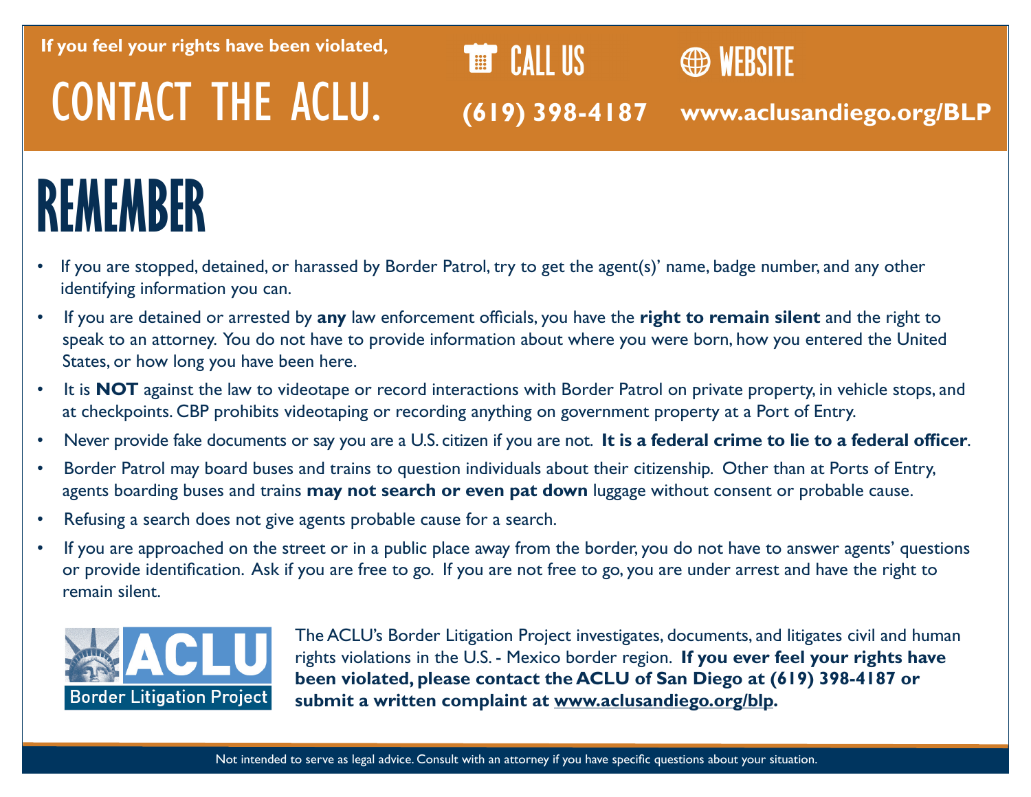**If you feel your rights have been violated,**

# CONTACT THE ACLU.

CALL US

**(619) 398-4187**

WEBSITE

**www.aclusandiego.org/BLP**

# REMEMBER

- If you are stopped, detained, or harassed by Border Patrol, try to get the agent(s)' name, badge number, and any other identifying information you can.
- If you are detained or arrested by **any** law enforcement officials, you have the **right to remain silent** and the right to speak to an attorney. You do not have to provide information about where you were born, how you entered the United States, or how long you have been here.
- It is **NOT** against the law to videotape or record interactions with Border Patrol on private property, in vehicle stops, and at checkpoints. CBP prohibits videotaping or recording anything on government property at a Port of Entry.
- Never provide fake documents or say you are a U.S. citizen if you are not. **It is a federal crime to lie to a federal officer**.
- Border Patrol may board buses and trains to question individuals about their citizenship. Other than at Ports of Entry, agents boarding buses and trains **may not search or even pat down** luggage without consent or probable cause.
- Refusing a search does not give agents probable cause for a search.
- If you are approached on the street or in a public place away from the border, you do not have to answer agents' questions or provide identification. Ask if you are free to go. If you are not free to go, you are under arrest and have the right to remain silent.

ACLU Border Litigation Project

The ACLU's Border Litigation Project investigates, documents, and litigates civil and human rights violations in the U.S. - Mexico border region. **If you ever feel your rights have been violated, please contact the ACLU of San Diego at (619) 398-4187 or submit a written complaint at www.aclusandiego.org/blp.**

Not intended to serve as legal advice. Consult with an attorney if you have specific questions about your situation.